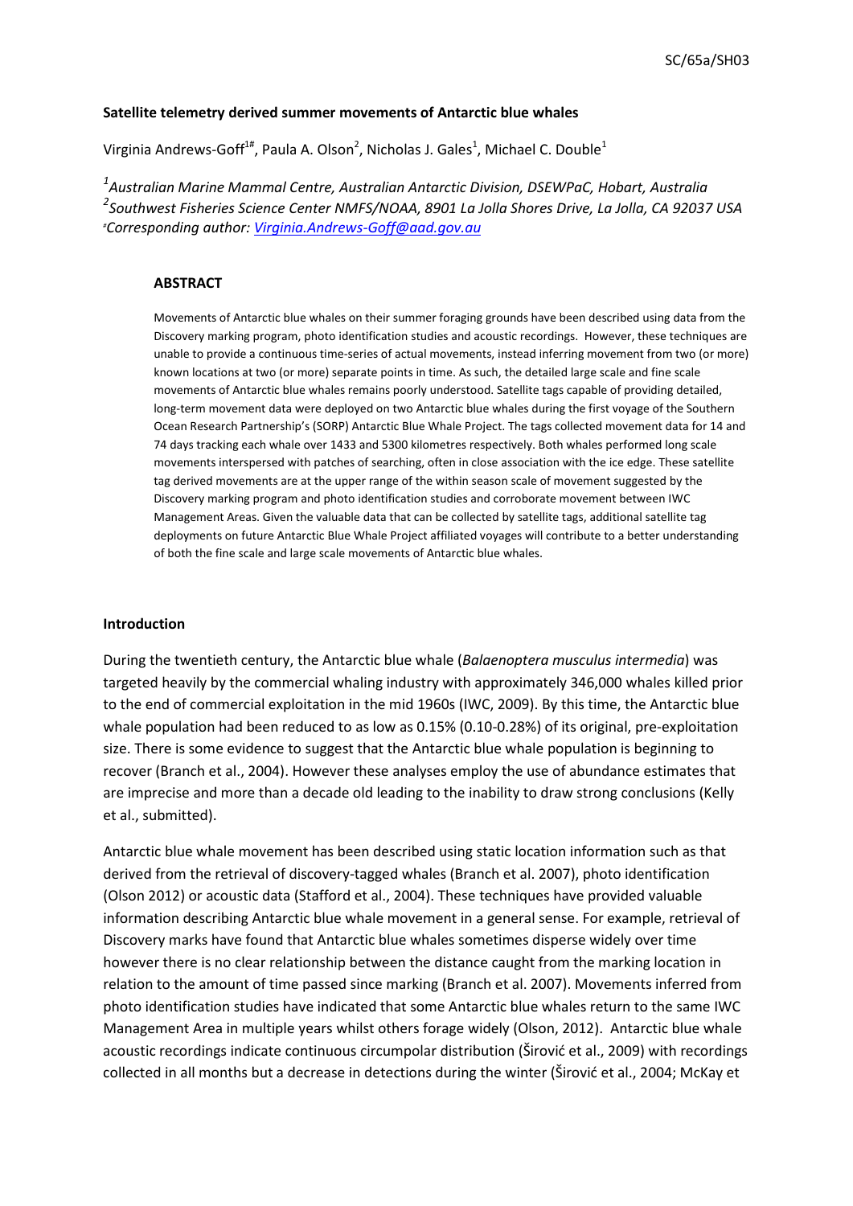SC/65a/SH03

**Satellite telemetry derived summer movements of Antarctic blue whales**

Virginia Andrews-Goff[1#], Paula A. Olson[2], Nicholas J. Gales[1], Michael C. Double[1]

*[1]Australian Marine Mammal Centre, Australian Antarctic Division, DSEWPaC, Hobart, Australia*
*[2]Southwest Fisheries Science Center NMFS/NOAA, 8901 La Jolla Shores Drive, La Jolla, CA 92037 USA*
*[#]Corresponding author: Virginia.Andrews-Goff@aad.gov.au*

**ABSTRACT**

Movements of Antarctic blue whales on their summer foraging grounds have been described using data from the Discovery marking program, photo identification studies and acoustic recordings. However, these techniques are unable to provide a continuous time-series of actual movements, instead inferring movement from two (or more) known locations at two (or more) separate points in time. As such, the detailed large scale and fine scale movements of Antarctic blue whales remains poorly understood. Satellite tags capable of providing detailed, long-term movement data were deployed on two Antarctic blue whales during the first voyage of the Southern Ocean Research Partnership's (SORP) Antarctic Blue Whale Project. The tags collected movement data for 14 and 74 days tracking each whale over 1433 and 5300 kilometres respectively. Both whales performed long scale movements interspersed with patches of searching, often in close association with the ice edge. These satellite tag derived movements are at the upper range of the within season scale of movement suggested by the Discovery marking program and photo identification studies and corroborate movement between IWC Management Areas. Given the valuable data that can be collected by satellite tags, additional satellite tag deployments on future Antarctic Blue Whale Project affiliated voyages will contribute to a better understanding of both the fine scale and large scale movements of Antarctic blue whales.

**Introduction**

During the twentieth century, the Antarctic blue whale (*Balaenoptera musculus intermedia*) was targeted heavily by the commercial whaling industry with approximately 346,000 whales killed prior to the end of commercial exploitation in the mid 1960s (IWC, 2009). By this time, the Antarctic blue whale population had been reduced to as low as 0.15% (0.10-0.28%) of its original, pre-exploitation size. There is some evidence to suggest that the Antarctic blue whale population is beginning to recover (Branch et al., 2004). However these analyses employ the use of abundance estimates that are imprecise and more than a decade old leading to the inability to draw strong conclusions (Kelly et al., submitted).

Antarctic blue whale movement has been described using static location information such as that derived from the retrieval of discovery-tagged whales (Branch et al. 2007), photo identification (Olson 2012) or acoustic data (Stafford et al., 2004). These techniques have provided valuable information describing Antarctic blue whale movement in a general sense. For example, retrieval of Discovery marks have found that Antarctic blue whales sometimes disperse widely over time however there is no clear relationship between the distance caught from the marking location in relation to the amount of time passed since marking (Branch et al. 2007). Movements inferred from photo identification studies have indicated that some Antarctic blue whales return to the same IWC Management Area in multiple years whilst others forage widely (Olson, 2012). Antarctic blue whale acoustic recordings indicate continuous circumpolar distribution (Širović et al., 2009) with recordings collected in all months but a decrease in detections during the winter (Širović et al., 2004; McKay et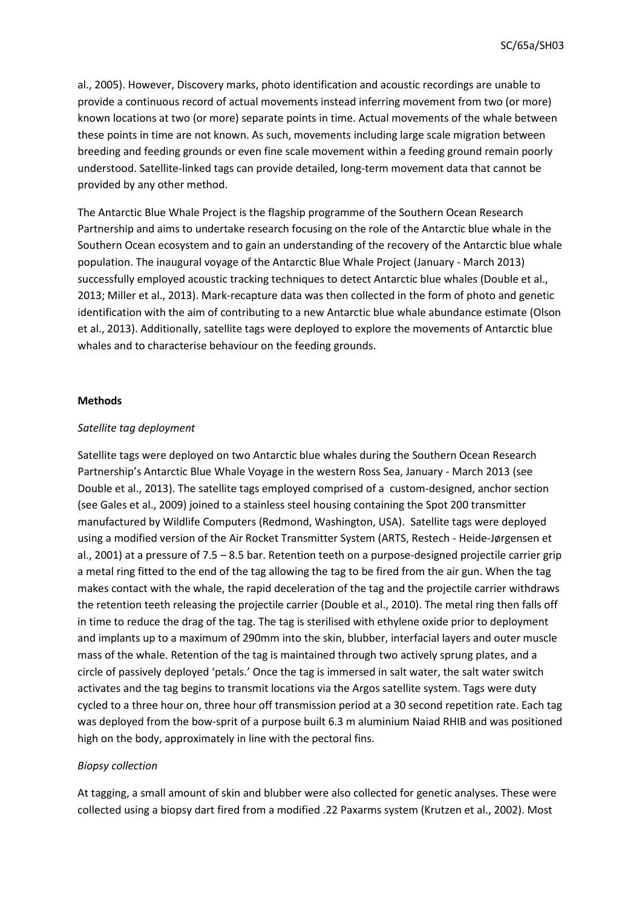al., 2005). However, Discovery marks, photo identification and acoustic recordings are unable to provide a continuous record of actual movements instead inferring movement from two (or more) known locations at two (or more) separate points in time. Actual movements of the whale between these points in time are not known. As such, movements including large scale migration between breeding and feeding grounds or even fine scale movement within a feeding ground remain poorly understood. Satellite-linked tags can provide detailed, long-term movement data that cannot be provided by any other method.

The Antarctic Blue Whale Project is the flagship programme of the Southern Ocean Research Partnership and aims to undertake research focusing on the role of the Antarctic blue whale in the Southern Ocean ecosystem and to gain an understanding of the recovery of the Antarctic blue whale population. The inaugural voyage of the Antarctic Blue Whale Project (January - March 2013) successfully employed acoustic tracking techniques to detect Antarctic blue whales (Double et al., 2013; Miller et al., 2013). Mark-recapture data was then collected in the form of photo and genetic identification with the aim of contributing to a new Antarctic blue whale abundance estimate (Olson et al., 2013). Additionally, satellite tags were deployed to explore the movements of Antarctic blue whales and to characterise behaviour on the feeding grounds.

## Methods

### *Satellite tag deployment*

Satellite tags were deployed on two Antarctic blue whales during the Southern Ocean Research Partnership's Antarctic Blue Whale Voyage in the western Ross Sea, January - March 2013 (see Double et al., 2013). The satellite tags employed comprised of a custom-designed, anchor section (see Gales et al., 2009) joined to a stainless steel housing containing the Spot 200 transmitter manufactured by Wildlife Computers (Redmond, Washington, USA). Satellite tags were deployed using a modified version of the Air Rocket Transmitter System (ARTS, Restech - Heide-Jørgensen et al., 2001) at a pressure of 7.5 – 8.5 bar. Retention teeth on a purpose-designed projectile carrier grip a metal ring fitted to the end of the tag allowing the tag to be fired from the air gun. When the tag makes contact with the whale, the rapid deceleration of the tag and the projectile carrier withdraws the retention teeth releasing the projectile carrier (Double et al., 2010). The metal ring then falls off in time to reduce the drag of the tag. The tag is sterilised with ethylene oxide prior to deployment and implants up to a maximum of 290mm into the skin, blubber, interfacial layers and outer muscle mass of the whale. Retention of the tag is maintained through two actively sprung plates, and a circle of passively deployed 'petals.' Once the tag is immersed in salt water, the salt water switch activates and the tag begins to transmit locations via the Argos satellite system. Tags were duty cycled to a three hour on, three hour off transmission period at a 30 second repetition rate. Each tag was deployed from the bow-sprit of a purpose built 6.3 m aluminium Naiad RHIB and was positioned high on the body, approximately in line with the pectoral fins.

### *Biopsy collection*

At tagging, a small amount of skin and blubber were also collected for genetic analyses. These were collected using a biopsy dart fired from a modified .22 Paxarms system (Krutzen et al., 2002). Most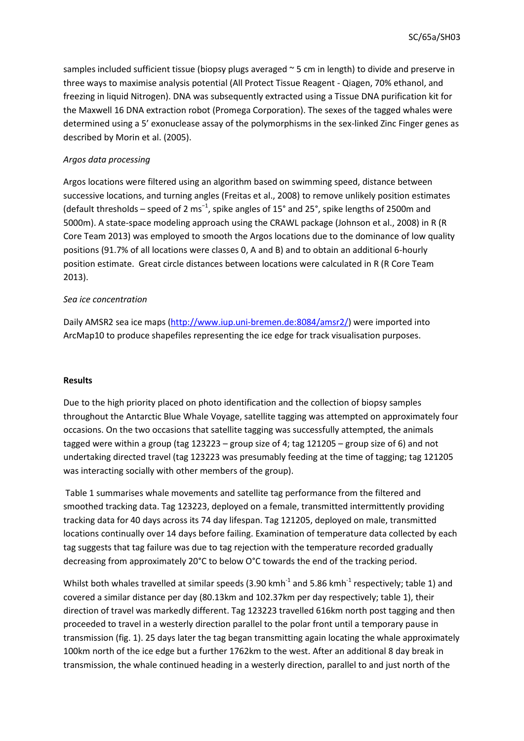samples included sufficient tissue (biopsy plugs averaged ~ 5 cm in length) to divide and preserve in three ways to maximise analysis potential (All Protect Tissue Reagent - Qiagen, 70% ethanol, and freezing in liquid Nitrogen). DNA was subsequently extracted using a Tissue DNA purification kit for the Maxwell 16 DNA extraction robot (Promega Corporation). The sexes of the tagged whales were determined using a 5' exonuclease assay of the polymorphisms in the sex-linked Zinc Finger genes as described by Morin et al. (2005).

*Argos data processing*

Argos locations were filtered using an algorithm based on swimming speed, distance between successive locations, and turning angles (Freitas et al., 2008) to remove unlikely position estimates (default thresholds – speed of 2 $ms^{-1}$, spike angles of 15° and 25°, spike lengths of 2500m and 5000m). A state-space modeling approach using the CRAWL package (Johnson et al., 2008) in R (R Core Team 2013) was employed to smooth the Argos locations due to the dominance of low quality positions (91.7% of all locations were classes 0, A and B) and to obtain an additional 6-hourly position estimate. Great circle distances between locations were calculated in R (R Core Team 2013).

*Sea ice concentration*

Daily AMSR2 sea ice maps (http://www.iup.uni-bremen.de:8084/amsr2/) were imported into ArcMap10 to produce shapefiles representing the ice edge for track visualisation purposes.

**Results**

Due to the high priority placed on photo identification and the collection of biopsy samples throughout the Antarctic Blue Whale Voyage, satellite tagging was attempted on approximately four occasions. On the two occasions that satellite tagging was successfully attempted, the animals tagged were within a group (tag 123223 – group size of 4; tag 121205 – group size of 6) and not undertaking directed travel (tag 123223 was presumably feeding at the time of tagging; tag 121205 was interacting socially with other members of the group).

Table 1 summarises whale movements and satellite tag performance from the filtered and smoothed tracking data. Tag 123223, deployed on a female, transmitted intermittently providing tracking data for 40 days across its 74 day lifespan. Tag 121205, deployed on male, transmitted locations continually over 14 days before failing. Examination of temperature data collected by each tag suggests that tag failure was due to tag rejection with the temperature recorded gradually decreasing from approximately 20°C to below O°C towards the end of the tracking period.

Whilst both whales travelled at similar speeds (3.90 $kmh^{-1}$ and 5.86 $kmh^{-1}$ respectively; table 1) and covered a similar distance per day (80.13km and 102.37km per day respectively; table 1), their direction of travel was markedly different. Tag 123223 travelled 616km north post tagging and then proceeded to travel in a westerly direction parallel to the polar front until a temporary pause in transmission (fig. 1). 25 days later the tag began transmitting again locating the whale approximately 100km north of the ice edge but a further 1762km to the west. After an additional 8 day break in transmission, the whale continued heading in a westerly direction, parallel to and just north of the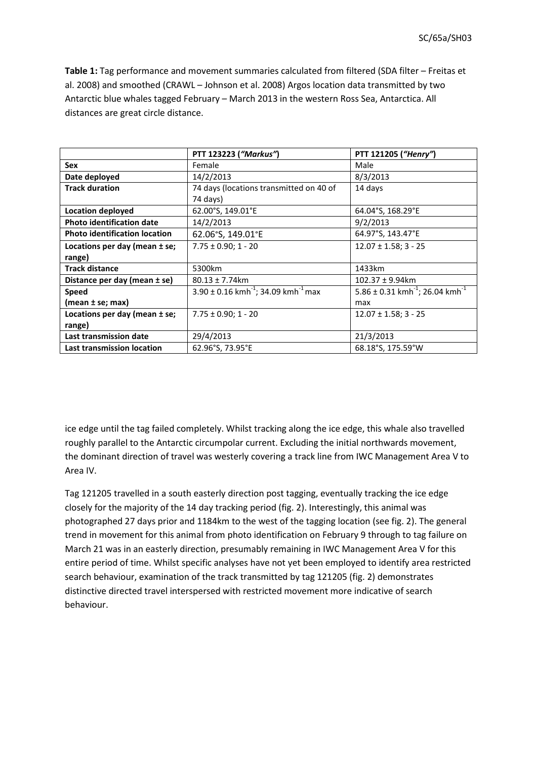**Table 1:** Tag performance and movement summaries calculated from filtered (SDA filter – Freitas et al. 2008) and smoothed (CRAWL – Johnson et al. 2008) Argos location data transmitted by two Antarctic blue whales tagged February – March 2013 in the western Ross Sea, Antarctica. All distances are great circle distance.

| | PTT 123223 (*"Markus"*) | PTT 121205 (*"Henry"*) |
|---|---|---|
| **Sex** | Female | Male |
| **Date deployed** | 14/2/2013 | 8/3/2013 |
| **Track duration** | 74 days (locations transmitted on 40 of 74 days) | 14 days |
| **Location deployed** | 62.00°S, 149.01°E | 64.04°S, 168.29°E |
| **Photo identification date** | 14/2/2013 | 9/2/2013 |
| **Photo identification location** | 62.06°S, 149.01°E | 64.97°S, 143.47°E |
| **Locations per day (mean ± se; range)** | 7.75 ± 0.90; 1 - 20 | 12.07 ± 1.58; 3 - 25 |
| **Track distance** | 5300km | 1433km |
| **Distance per day (mean ± se)** | 80.13 ± 7.74km | 102.37 ± 9.94km |
| **Speed (mean ± se; max)** | 3.90 ± 0.16 $kmh^{-1}$; 34.09 $kmh^{-1}$ max | 5.86 ± 0.31 $kmh^{-1}$; 26.04 $kmh^{-1}$ max |
| **Locations per day (mean ± se; range)** | 7.75 ± 0.90; 1 - 20 | 12.07 ± 1.58; 3 - 25 |
| **Last transmission date** | 29/4/2013 | 21/3/2013 |
| **Last transmission location** | 62.96°S, 73.95°E | 68.18°S, 175.59°W |

ice edge until the tag failed completely. Whilst tracking along the ice edge, this whale also travelled roughly parallel to the Antarctic circumpolar current. Excluding the initial northwards movement, the dominant direction of travel was westerly covering a track line from IWC Management Area V to Area IV.

Tag 121205 travelled in a south easterly direction post tagging, eventually tracking the ice edge closely for the majority of the 14 day tracking period (fig. 2). Interestingly, this animal was photographed 27 days prior and 1184km to the west of the tagging location (see fig. 2). The general trend in movement for this animal from photo identification on February 9 through to tag failure on March 21 was in an easterly direction, presumably remaining in IWC Management Area V for this entire period of time. Whilst specific analyses have not yet been employed to identify area restricted search behaviour, examination of the track transmitted by tag 121205 (fig. 2) demonstrates distinctive directed travel interspersed with restricted movement more indicative of search behaviour.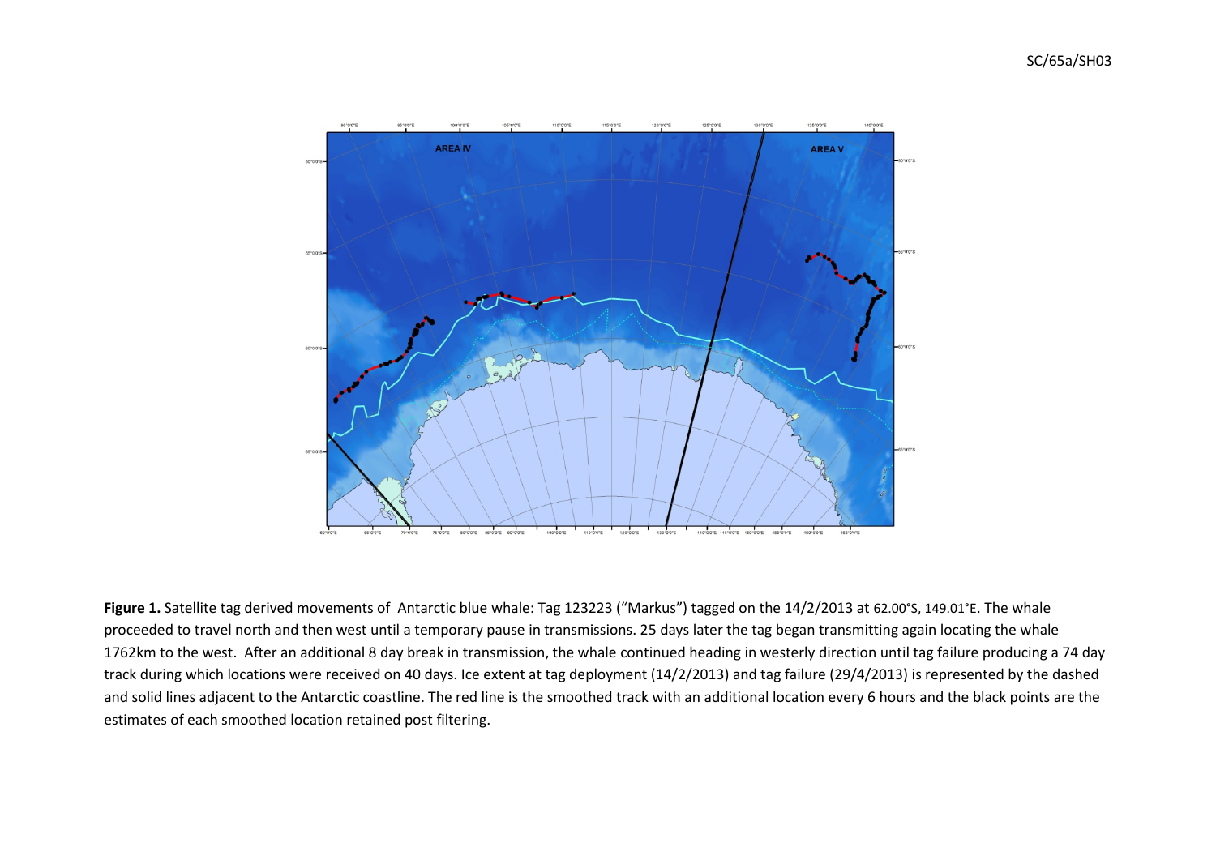**Figure 1.** Satellite tag derived movements of Antarctic blue whale: Tag 123223 ("Markus") tagged on the 14/2/2013 at 62.00°S, 149.01°E. The whale proceeded to travel north and then west until a temporary pause in transmissions. 25 days later the tag began transmitting again locating the whale 1762km to the west. After an additional 8 day break in transmission, the whale continued heading in westerly direction until tag failure producing a 74 day track during which locations were received on 40 days. Ice extent at tag deployment (14/2/2013) and tag failure (29/4/2013) is represented by the dashed and solid lines adjacent to the Antarctic coastline. The red line is the smoothed track with an additional location every 6 hours and the black points are the estimates of each smoothed location retained post filtering.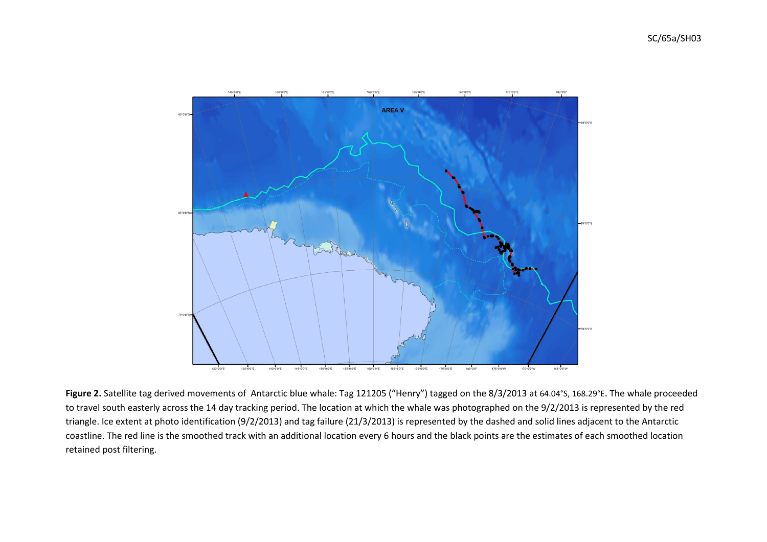**Figure 2.** Satellite tag derived movements of Antarctic blue whale: Tag 121205 ("Henry") tagged on the 8/3/2013 at 64.04°S, 168.29°E. The whale proceeded to travel south easterly across the 14 day tracking period. The location at which the whale was photographed on the 9/2/2013 is represented by the red triangle. Ice extent at photo identification (9/2/2013) and tag failure (21/3/2013) is represented by the dashed and solid lines adjacent to the Antarctic coastline. The red line is the smoothed track with an additional location every 6 hours and the black points are the estimates of each smoothed location retained post filtering.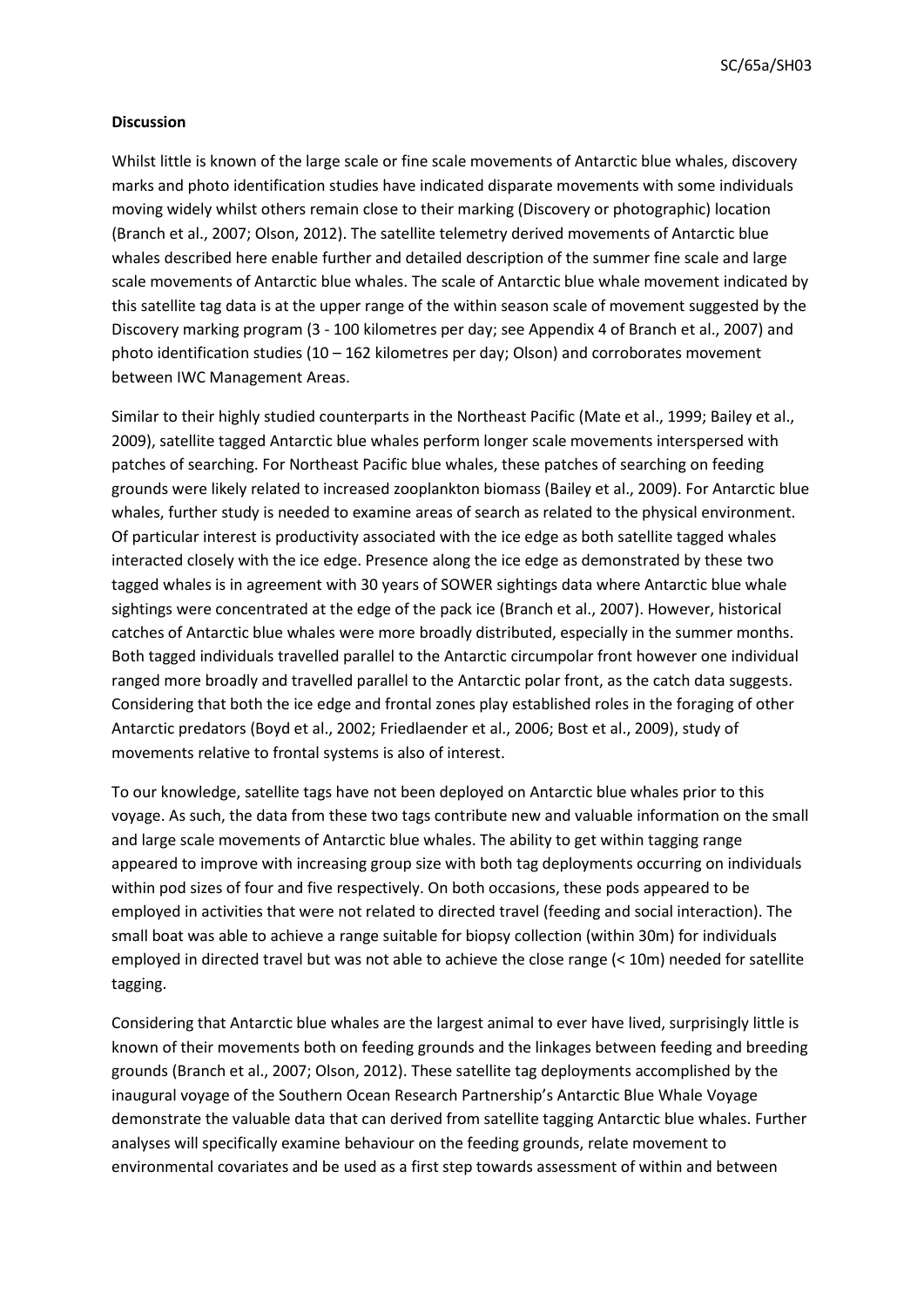**Discussion**

Whilst little is known of the large scale or fine scale movements of Antarctic blue whales, discovery marks and photo identification studies have indicated disparate movements with some individuals moving widely whilst others remain close to their marking (Discovery or photographic) location (Branch et al., 2007; Olson, 2012). The satellite telemetry derived movements of Antarctic blue whales described here enable further and detailed description of the summer fine scale and large scale movements of Antarctic blue whales. The scale of Antarctic blue whale movement indicated by this satellite tag data is at the upper range of the within season scale of movement suggested by the Discovery marking program (3 - 100 kilometres per day; see Appendix 4 of Branch et al., 2007) and photo identification studies (10 – 162 kilometres per day; Olson) and corroborates movement between IWC Management Areas.

Similar to their highly studied counterparts in the Northeast Pacific (Mate et al., 1999; Bailey et al., 2009), satellite tagged Antarctic blue whales perform longer scale movements interspersed with patches of searching. For Northeast Pacific blue whales, these patches of searching on feeding grounds were likely related to increased zooplankton biomass (Bailey et al., 2009). For Antarctic blue whales, further study is needed to examine areas of search as related to the physical environment. Of particular interest is productivity associated with the ice edge as both satellite tagged whales interacted closely with the ice edge. Presence along the ice edge as demonstrated by these two tagged whales is in agreement with 30 years of SOWER sightings data where Antarctic blue whale sightings were concentrated at the edge of the pack ice (Branch et al., 2007). However, historical catches of Antarctic blue whales were more broadly distributed, especially in the summer months. Both tagged individuals travelled parallel to the Antarctic circumpolar front however one individual ranged more broadly and travelled parallel to the Antarctic polar front, as the catch data suggests. Considering that both the ice edge and frontal zones play established roles in the foraging of other Antarctic predators (Boyd et al., 2002; Friedlaender et al., 2006; Bost et al., 2009), study of movements relative to frontal systems is also of interest.

To our knowledge, satellite tags have not been deployed on Antarctic blue whales prior to this voyage. As such, the data from these two tags contribute new and valuable information on the small and large scale movements of Antarctic blue whales. The ability to get within tagging range appeared to improve with increasing group size with both tag deployments occurring on individuals within pod sizes of four and five respectively. On both occasions, these pods appeared to be employed in activities that were not related to directed travel (feeding and social interaction). The small boat was able to achieve a range suitable for biopsy collection (within 30m) for individuals employed in directed travel but was not able to achieve the close range (< 10m) needed for satellite tagging.

Considering that Antarctic blue whales are the largest animal to ever have lived, surprisingly little is known of their movements both on feeding grounds and the linkages between feeding and breeding grounds (Branch et al., 2007; Olson, 2012). These satellite tag deployments accomplished by the inaugural voyage of the Southern Ocean Research Partnership's Antarctic Blue Whale Voyage demonstrate the valuable data that can derived from satellite tagging Antarctic blue whales. Further analyses will specifically examine behaviour on the feeding grounds, relate movement to environmental covariates and be used as a first step towards assessment of within and between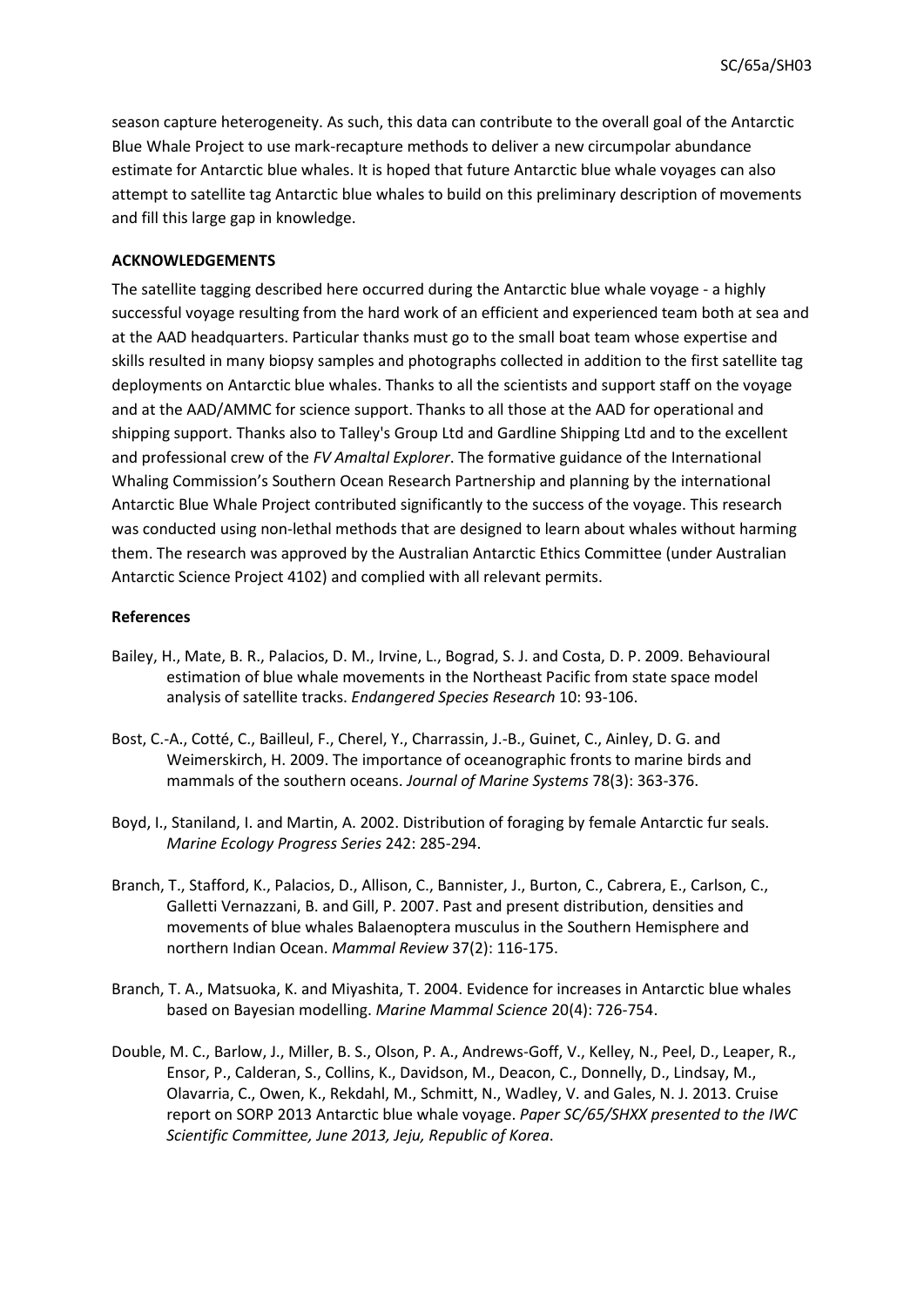season capture heterogeneity. As such, this data can contribute to the overall goal of the Antarctic Blue Whale Project to use mark-recapture methods to deliver a new circumpolar abundance estimate for Antarctic blue whales. It is hoped that future Antarctic blue whale voyages can also attempt to satellite tag Antarctic blue whales to build on this preliminary description of movements and fill this large gap in knowledge.

**ACKNOWLEDGEMENTS**

The satellite tagging described here occurred during the Antarctic blue whale voyage - a highly successful voyage resulting from the hard work of an efficient and experienced team both at sea and at the AAD headquarters. Particular thanks must go to the small boat team whose expertise and skills resulted in many biopsy samples and photographs collected in addition to the first satellite tag deployments on Antarctic blue whales. Thanks to all the scientists and support staff on the voyage and at the AAD/AMMC for science support. Thanks to all those at the AAD for operational and shipping support. Thanks also to Talley's Group Ltd and Gardline Shipping Ltd and to the excellent and professional crew of the *FV Amaltal Explorer*. The formative guidance of the International Whaling Commission's Southern Ocean Research Partnership and planning by the international Antarctic Blue Whale Project contributed significantly to the success of the voyage. This research was conducted using non-lethal methods that are designed to learn about whales without harming them. The research was approved by the Australian Antarctic Ethics Committee (under Australian Antarctic Science Project 4102) and complied with all relevant permits.

**References**

Bailey, H., Mate, B. R., Palacios, D. M., Irvine, L., Bograd, S. J. and Costa, D. P. 2009. Behavioural estimation of blue whale movements in the Northeast Pacific from state space model analysis of satellite tracks. *Endangered Species Research* 10: 93-106.

Bost, C.-A., Cotté, C., Bailleul, F., Cherel, Y., Charrassin, J.-B., Guinet, C., Ainley, D. G. and Weimerskirch, H. 2009. The importance of oceanographic fronts to marine birds and mammals of the southern oceans. *Journal of Marine Systems* 78(3): 363-376.

Boyd, I., Staniland, I. and Martin, A. 2002. Distribution of foraging by female Antarctic fur seals. *Marine Ecology Progress Series* 242: 285-294.

Branch, T., Stafford, K., Palacios, D., Allison, C., Bannister, J., Burton, C., Cabrera, E., Carlson, C., Galletti Vernazzani, B. and Gill, P. 2007. Past and present distribution, densities and movements of blue whales Balaenoptera musculus in the Southern Hemisphere and northern Indian Ocean. *Mammal Review* 37(2): 116-175.

Branch, T. A., Matsuoka, K. and Miyashita, T. 2004. Evidence for increases in Antarctic blue whales based on Bayesian modelling. *Marine Mammal Science* 20(4): 726-754.

Double, M. C., Barlow, J., Miller, B. S., Olson, P. A., Andrews-Goff, V., Kelley, N., Peel, D., Leaper, R., Ensor, P., Calderan, S., Collins, K., Davidson, M., Deacon, C., Donnelly, D., Lindsay, M., Olavarria, C., Owen, K., Rekdahl, M., Schmitt, N., Wadley, V. and Gales, N. J. 2013. Cruise report on SORP 2013 Antarctic blue whale voyage. *Paper SC/65/SHXX presented to the IWC Scientific Committee, June 2013, Jeju, Republic of Korea*.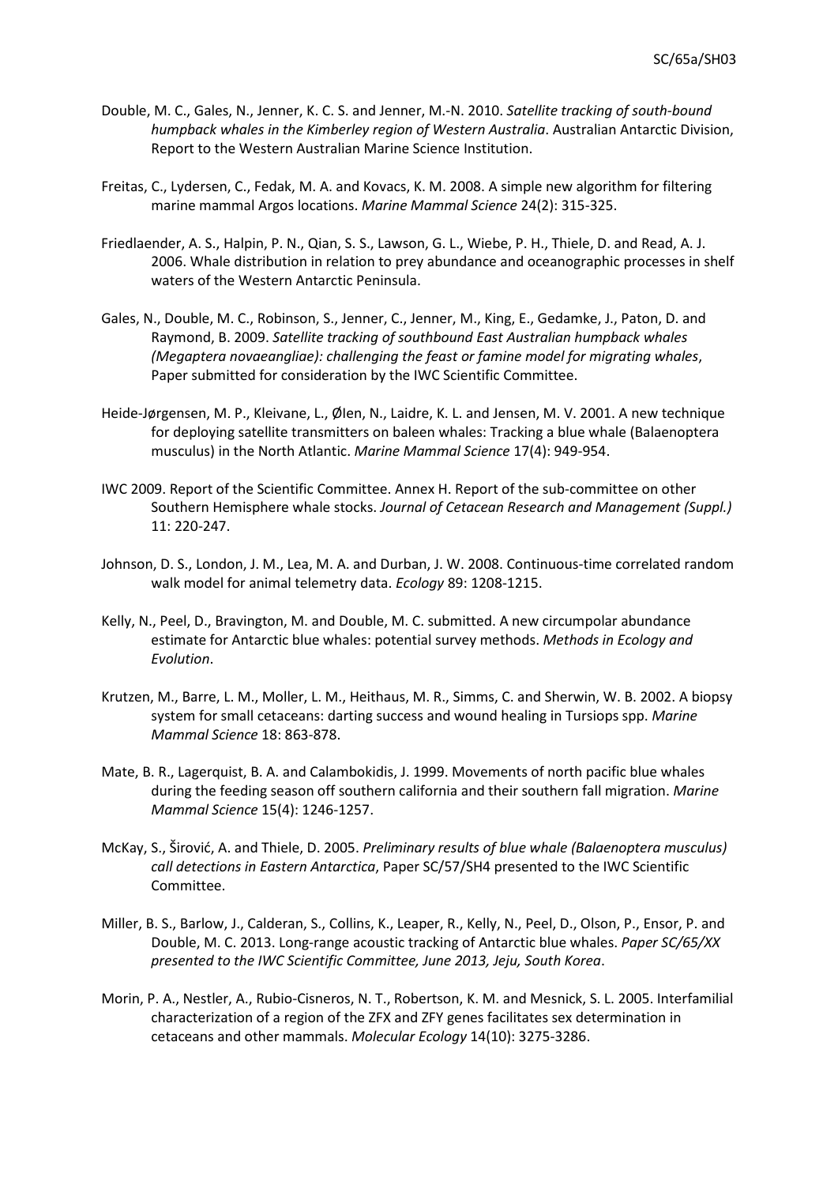Double, M. C., Gales, N., Jenner, K. C. S. and Jenner, M.-N. 2010. *Satellite tracking of south-bound humpback whales in the Kimberley region of Western Australia*. Australian Antarctic Division, Report to the Western Australian Marine Science Institution.

Freitas, C., Lydersen, C., Fedak, M. A. and Kovacs, K. M. 2008. A simple new algorithm for filtering marine mammal Argos locations. *Marine Mammal Science* 24(2): 315-325.

Friedlaender, A. S., Halpin, P. N., Qian, S. S., Lawson, G. L., Wiebe, P. H., Thiele, D. and Read, A. J. 2006. Whale distribution in relation to prey abundance and oceanographic processes in shelf waters of the Western Antarctic Peninsula.

Gales, N., Double, M. C., Robinson, S., Jenner, C., Jenner, M., King, E., Gedamke, J., Paton, D. and Raymond, B. 2009. *Satellite tracking of southbound East Australian humpback whales (Megaptera novaeangliae): challenging the feast or famine model for migrating whales*, Paper submitted for consideration by the IWC Scientific Committee.

Heide-Jørgensen, M. P., Kleivane, L., ØIen, N., Laidre, K. L. and Jensen, M. V. 2001. A new technique for deploying satellite transmitters on baleen whales: Tracking a blue whale (Balaenoptera musculus) in the North Atlantic. *Marine Mammal Science* 17(4): 949-954.

IWC 2009. Report of the Scientific Committee. Annex H. Report of the sub-committee on other Southern Hemisphere whale stocks. *Journal of Cetacean Research and Management (Suppl.)* 11: 220-247.

Johnson, D. S., London, J. M., Lea, M. A. and Durban, J. W. 2008. Continuous-time correlated random walk model for animal telemetry data. *Ecology* 89: 1208-1215.

Kelly, N., Peel, D., Bravington, M. and Double, M. C. submitted. A new circumpolar abundance estimate for Antarctic blue whales: potential survey methods. *Methods in Ecology and Evolution*.

Krutzen, M., Barre, L. M., Moller, L. M., Heithaus, M. R., Simms, C. and Sherwin, W. B. 2002. A biopsy system for small cetaceans: darting success and wound healing in Tursiops spp. *Marine Mammal Science* 18: 863-878.

Mate, B. R., Lagerquist, B. A. and Calambokidis, J. 1999. Movements of north pacific blue whales during the feeding season off southern california and their southern fall migration. *Marine Mammal Science* 15(4): 1246-1257.

McKay, S., Širović, A. and Thiele, D. 2005. *Preliminary results of blue whale (Balaenoptera musculus) call detections in Eastern Antarctica*, Paper SC/57/SH4 presented to the IWC Scientific Committee.

Miller, B. S., Barlow, J., Calderan, S., Collins, K., Leaper, R., Kelly, N., Peel, D., Olson, P., Ensor, P. and Double, M. C. 2013. Long-range acoustic tracking of Antarctic blue whales. *Paper SC/65/XX presented to the IWC Scientific Committee, June 2013, Jeju, South Korea*.

Morin, P. A., Nestler, A., Rubio-Cisneros, N. T., Robertson, K. M. and Mesnick, S. L. 2005. Interfamilial characterization of a region of the ZFX and ZFY genes facilitates sex determination in cetaceans and other mammals. *Molecular Ecology* 14(10): 3275-3286.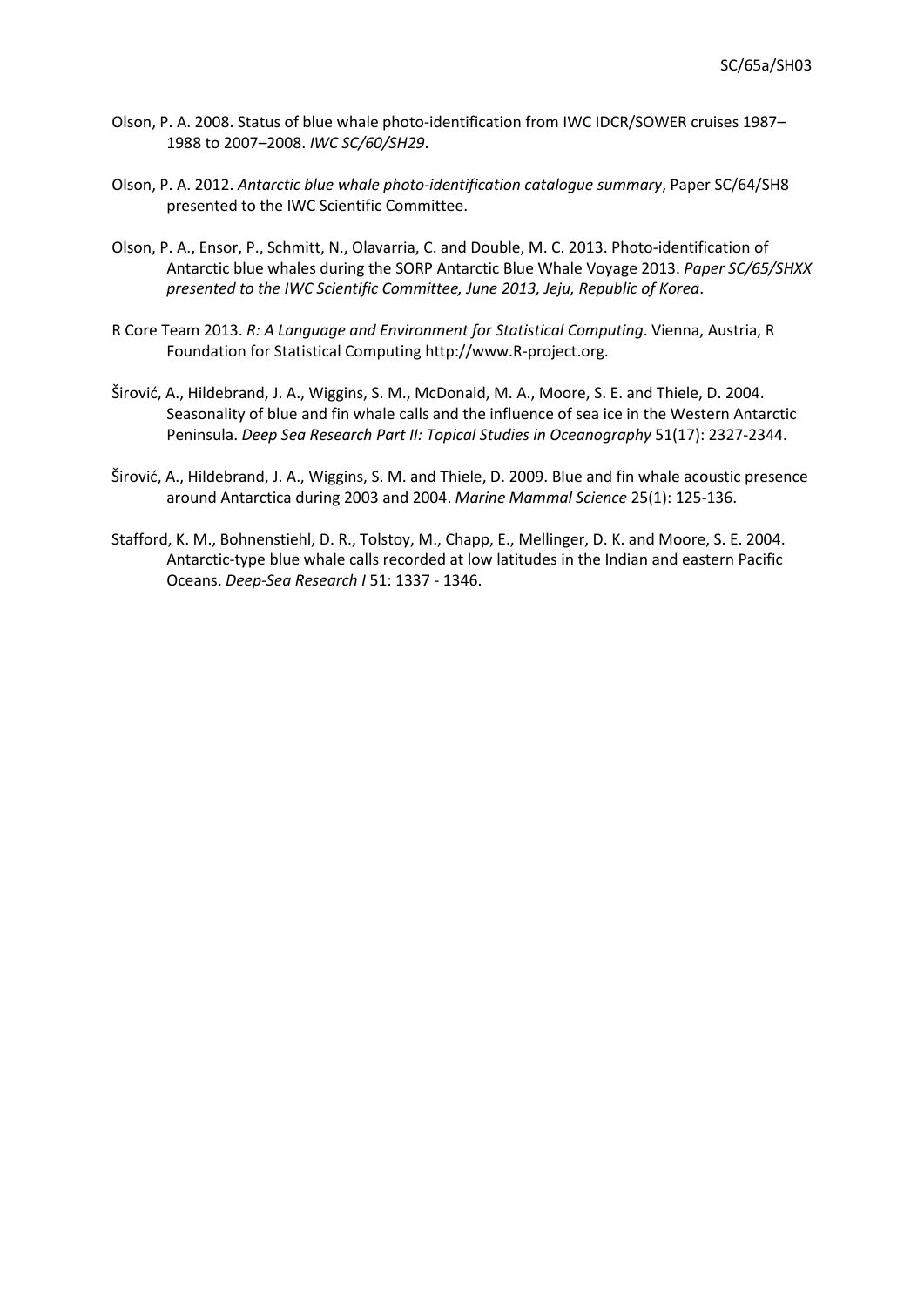Olson, P. A. 2008. Status of blue whale photo-identification from IWC IDCR/SOWER cruises 1987–1988 to 2007–2008. *IWC SC/60/SH29*.

Olson, P. A. 2012. *Antarctic blue whale photo-identification catalogue summary*, Paper SC/64/SH8 presented to the IWC Scientific Committee.

Olson, P. A., Ensor, P., Schmitt, N., Olavarria, C. and Double, M. C. 2013. Photo-identification of Antarctic blue whales during the SORP Antarctic Blue Whale Voyage 2013. *Paper SC/65/SHXX presented to the IWC Scientific Committee, June 2013, Jeju, Republic of Korea*.

R Core Team 2013. *R: A Language and Environment for Statistical Computing*. Vienna, Austria, R Foundation for Statistical Computing http://www.R-project.org.

Širović, A., Hildebrand, J. A., Wiggins, S. M., McDonald, M. A., Moore, S. E. and Thiele, D. 2004. Seasonality of blue and fin whale calls and the influence of sea ice in the Western Antarctic Peninsula. *Deep Sea Research Part II: Topical Studies in Oceanography* 51(17): 2327-2344.

Širović, A., Hildebrand, J. A., Wiggins, S. M. and Thiele, D. 2009. Blue and fin whale acoustic presence around Antarctica during 2003 and 2004. *Marine Mammal Science* 25(1): 125-136.

Stafford, K. M., Bohnenstiehl, D. R., Tolstoy, M., Chapp, E., Mellinger, D. K. and Moore, S. E. 2004. Antarctic-type blue whale calls recorded at low latitudes in the Indian and eastern Pacific Oceans. *Deep-Sea Research I* 51: 1337 - 1346.